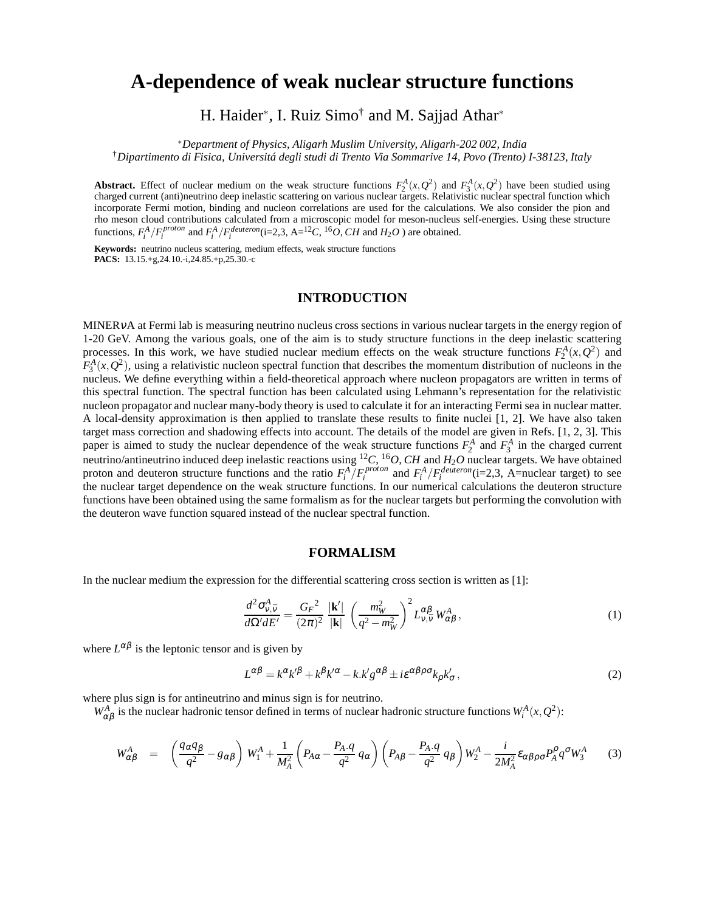# A-dependence of weak nuclear structure functions

H. Haider*, I. Ruiz Simo† and M. Sajjad Athar*

*Department of Physics, Aligarh Muslim University, Aligarh-202 002, India
†Dipartimento di Fisica, Universitá degli studi di Trento Via Sommarive 14, Povo (Trento) I-38123, Italy

**Abstract.** Effect of nuclear medium on the weak structure functions $F_2^A(x,Q^2)$ and $F_3^A(x,Q^2)$ have been studied using charged current (anti)neutrino deep inelastic scattering on various nuclear targets. Relativistic nuclear spectral function which incorporate Fermi motion, binding and nucleon correlations are used for the calculations. We also consider the pion and rho meson cloud contributions calculated from a microscopic model for meson-nucleus self-energies. Using these structure functions, $F_i^A/F_i^{proton}$ and $F_i^A/F_i^{deuteron}$(i=2,3, A=$^{12}C$, $^{16}O$, $CH$ and $H_2O$ ) are obtained.

**Keywords:** neutrino nucleus scattering, medium effects, weak structure functions
**PACS:** 13.15.+g,24.10.-i,24.85.+p,25.30.-c

## INTRODUCTION

MINERνA at Fermi lab is measuring neutrino nucleus cross sections in various nuclear targets in the energy region of 1-20 GeV. Among the various goals, one of the aim is to study structure functions in the deep inelastic scattering processes. In this work, we have studied nuclear medium effects on the weak structure functions $F_2^A(x,Q^2)$ and $F_3^A(x,Q^2)$, using a relativistic nucleon spectral function that describes the momentum distribution of nucleons in the nucleus. We define everything within a field-theoretical approach where nucleon propagators are written in terms of this spectral function. The spectral function has been calculated using Lehmann's representation for the relativistic nucleon propagator and nuclear many-body theory is used to calculate it for an interacting Fermi sea in nuclear matter. A local-density approximation is then applied to translate these results to finite nuclei [1, 2]. We have also taken target mass correction and shadowing effects into account. The details of the model are given in Refs. [1, 2, 3]. This paper is aimed to study the nuclear dependence of the weak structure functions $F_2^A$ and $F_3^A$ in the charged current neutrino/antineutrino induced deep inelastic reactions using $^{12}C$, $^{16}O$, $CH$ and $H_2O$ nuclear targets. We have obtained proton and deuteron structure functions and the ratio $F_i^A/F_i^{proton}$ and $F_i^A/F_i^{deuteron}$(i=2,3, A=nuclear target) to see the nuclear target dependence on the weak structure functions. In our numerical calculations the deuteron structure functions have been obtained using the same formalism as for the nuclear targets but performing the convolution with the deuteron wave function squared instead of the nuclear spectral function.

## FORMALISM

In the nuclear medium the expression for the differential scattering cross section is written as [1]:

$$\frac{d^2\sigma^A_{\nu,\bar{\nu}}}{d\Omega' dE'} = \frac{{G_F}^2}{(2\pi)^2}\,\frac{|\mathbf{k}'|}{|\mathbf{k}|}\,\left(\frac{m_W^2}{q^2-m_W^2}\right)^2 L^{\alpha\beta}_{\nu,\bar{\nu}}\,W^A_{\alpha\beta}\,, \tag{1}$$

where $L^{\alpha\beta}$ is the leptonic tensor and is given by

$$L^{\alpha\beta} = k^\alpha k'^\beta + k^\beta k'^\alpha - k.k' g^{\alpha\beta} \pm i\epsilon^{\alpha\beta\rho\sigma}k_\rho k'_\sigma\,, \tag{2}$$

where plus sign is for antineutrino and minus sign is for neutrino.

$W^A_{\alpha\beta}$ is the nuclear hadronic tensor defined in terms of nuclear hadronic structure functions $W_i^A(x,Q^2)$:

$$W^A_{\alpha\beta} = \left(\frac{q_\alpha q_\beta}{q^2} - g_{\alpha\beta}\right) W_1^A + \frac{1}{M_A^2}\left(P_{A\alpha} - \frac{P_A.q}{q^2}\,q_\alpha\right)\left(P_{A\beta} - \frac{P_A.q}{q^2}\,q_\beta\right)W_2^A - \frac{i}{2M_A^2}\epsilon_{\alpha\beta\rho\sigma}P_A^\rho q^\sigma W_3^A \tag{3}$$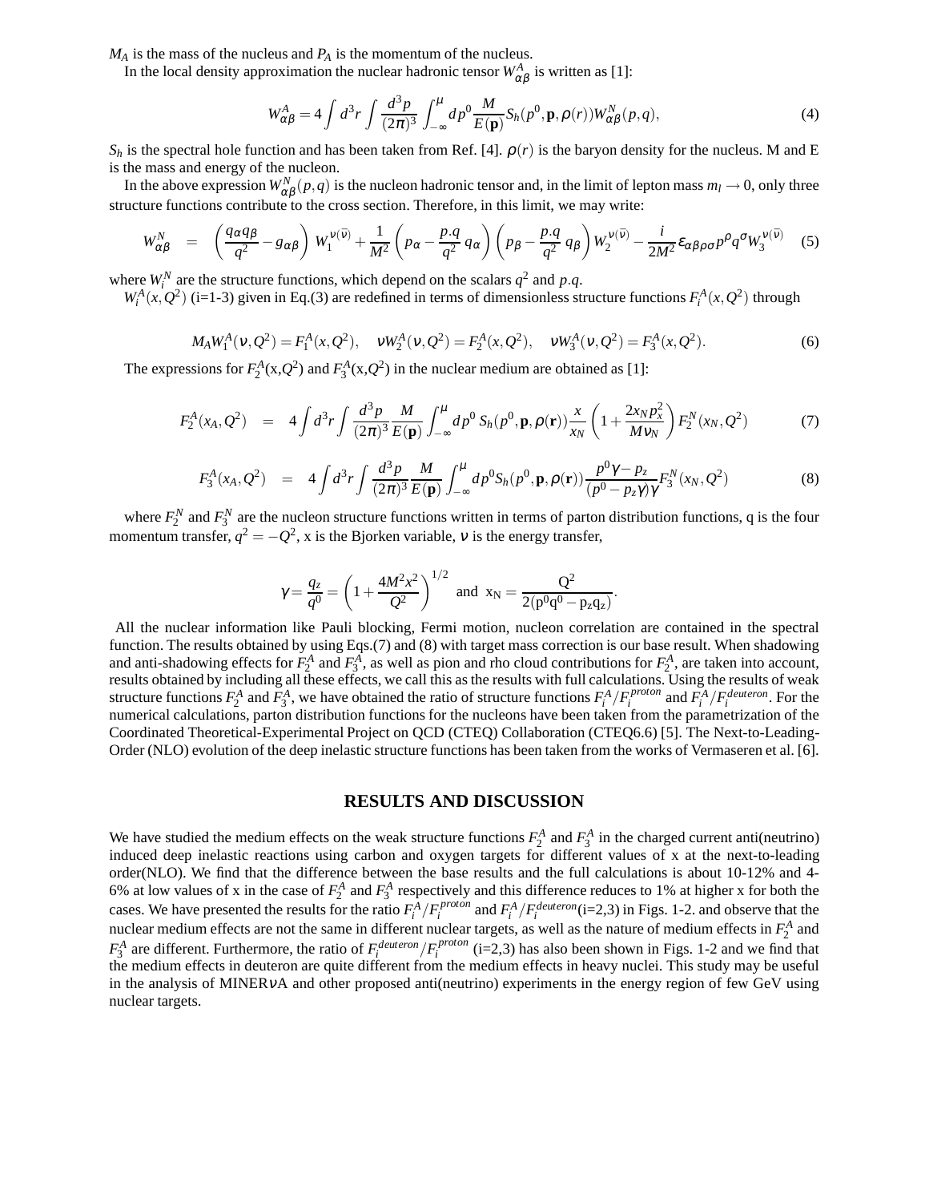$M_A$ is the mass of the nucleus and $P_A$ is the momentum of the nucleus.

In the local density approximation the nuclear hadronic tensor $W^A_{\alpha\beta}$ is written as [1]:

$$W^A_{\alpha\beta} = 4\int d^3r \int \frac{d^3p}{(2\pi)^3} \int_{-\infty}^{\mu} dp^0 \frac{M}{E(\mathbf{p})} S_h(p^0,\mathbf{p},\rho(r)) W^N_{\alpha\beta}(p,q), \tag{4}$$

$S_h$ is the spectral hole function and has been taken from Ref. [4]. $\rho(r)$ is the baryon density for the nucleus. M and E is the mass and energy of the nucleon.

In the above expression $W^N_{\alpha\beta}(p,q)$ is the nucleon hadronic tensor and, in the limit of lepton mass $m_l \to 0$, only three structure functions contribute to the cross section. Therefore, in this limit, we may write:

$$W^N_{\alpha\beta} = \left(\frac{q_\alpha q_\beta}{q^2} - g_{\alpha\beta}\right) W_1^{\nu(\bar{\nu})} + \frac{1}{M^2}\left(p_\alpha - \frac{p.q}{q^2}\,q_\alpha\right)\left(p_\beta - \frac{p.q}{q^2}\,q_\beta\right) W_2^{\nu(\bar{\nu})} - \frac{i}{2M^2}\epsilon_{\alpha\beta\rho\sigma}p^\rho q^\sigma W_3^{\nu(\bar{\nu})} \tag{5}$$

where $W^N_i$ are the structure functions, which depend on the scalars $q^2$ and $p.q$.

$W^A_i(x,Q^2)$ (i=1-3) given in Eq.(3) are redefined in terms of dimensionless structure functions $F^A_i(x,Q^2)$ through

$$M_A W^A_1(\nu,Q^2) = F^A_1(x,Q^2), \quad \nu W^A_2(\nu,Q^2) = F^A_2(x,Q^2), \quad \nu W^A_3(\nu,Q^2) = F^A_3(x,Q^2). \tag{6}$$

The expressions for $F^A_2(x,Q^2)$ and $F^A_3(x,Q^2)$ in the nuclear medium are obtained as [1]:

$$F^A_2(x_A,Q^2) = 4\int d^3r \int \frac{d^3p}{(2\pi)^3}\frac{M}{E(\mathbf{p})}\int_{-\infty}^{\mu} dp^0\, S_h(p^0,\mathbf{p},\rho(\mathbf{r}))\frac{x}{x_N}\left(1+\frac{2x_N p_x^2}{M\nu_N}\right)F^N_2(x_N,Q^2) \tag{7}$$

$$F^A_3(x_A,Q^2) = 4\int d^3r \int \frac{d^3p}{(2\pi)^3}\frac{M}{E(\mathbf{p})}\int_{-\infty}^{\mu} dp^0 S_h(p^0,\mathbf{p},\rho(\mathbf{r}))\frac{p^0\gamma - p_z}{(p^0-p_z\gamma)\gamma}F^N_3(x_N,Q^2) \tag{8}$$

where $F^N_2$ and $F^N_3$ are the nucleon structure functions written in terms of parton distribution functions, q is the four momentum transfer, $q^2 = -Q^2$, x is the Bjorken variable, $\nu$ is the energy transfer,

$$\gamma = \frac{q_z}{q^0} = \left(1+\frac{4M^2x^2}{Q^2}\right)^{1/2} \text{ and } x_N = \frac{Q^2}{2(p^0q^0 - p_z q_z)}.$$

All the nuclear information like Pauli blocking, Fermi motion, nucleon correlation are contained in the spectral function. The results obtained by using Eqs.(7) and (8) with target mass correction is our base result. When shadowing and anti-shadowing effects for $F^A_2$ and $F^A_3$, as well as pion and rho cloud contributions for $F^A_2$, are taken into account, results obtained by including all these effects, we call this as the results with full calculations. Using the results of weak structure functions $F^A_2$ and $F^A_3$, we have obtained the ratio of structure functions $F^A_i/F^{proton}_i$ and $F^A_i/F^{deuteron}_i$. For the numerical calculations, parton distribution functions for the nucleons have been taken from the parametrization of the Coordinated Theoretical-Experimental Project on QCD (CTEQ) Collaboration (CTEQ6.6) [5]. The Next-to-Leading-Order (NLO) evolution of the deep inelastic structure functions has been taken from the works of Vermaseren et al. [6].

## RESULTS AND DISCUSSION

We have studied the medium effects on the weak structure functions $F^A_2$ and $F^A_3$ in the charged current anti(neutrino) induced deep inelastic reactions using carbon and oxygen targets for different values of x at the next-to-leading order(NLO). We find that the difference between the base results and the full calculations is about 10-12% and 4-6% at low values of x in the case of $F^A_2$ and $F^A_3$ respectively and this difference reduces to 1% at higher x for both the cases. We have presented the results for the ratio $F^A_i/F^{proton}_i$ and $F^A_i/F^{deuteron}_i$(i=2,3) in Figs. 1-2. and observe that the nuclear medium effects are not the same in different nuclear targets, as well as the nature of medium effects in $F^A_2$ and $F^A_3$ are different. Furthermore, the ratio of $F^{deuteron}_i/F^{proton}_i$ (i=2,3) has also been shown in Figs. 1-2 and we find that the medium effects in deuteron are quite different from the medium effects in heavy nuclei. This study may be useful in the analysis of MINER$\nu$A and other proposed anti(neutrino) experiments in the energy region of few GeV using nuclear targets.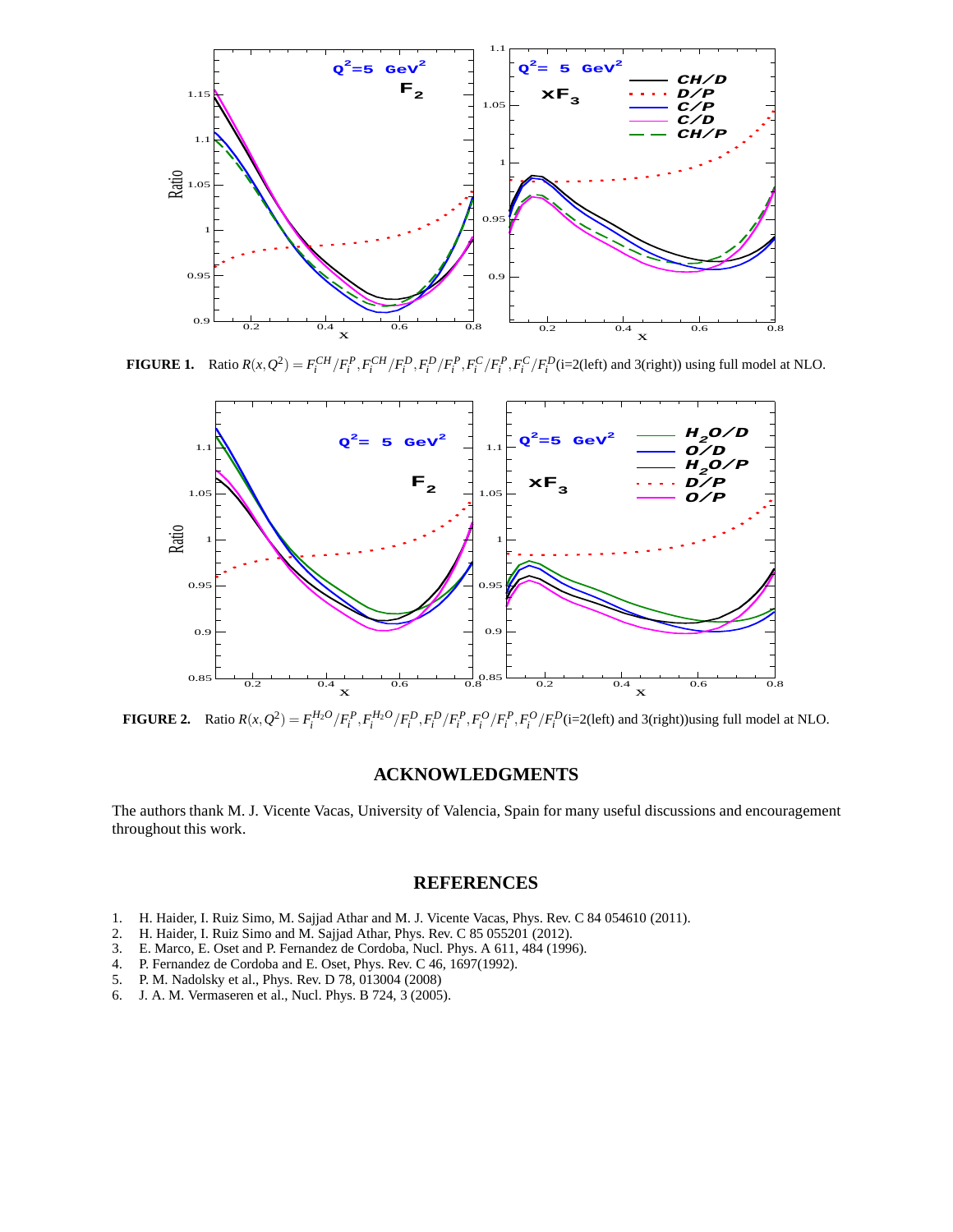Q²=5 GeV²
F₂
Ratio
1.15
1.1
1.05
1
0.95
0.9
0.2
0.4
0.6
0.8
x

Q²= 5 GeV²
xF₃
CH/D
D/P
C/P
C/D
CH/P
1.1
1.05
1
0.95
0.9
0.2
0.4
0.6
0.8
x

**FIGURE 1.** Ratio $R(x,Q^2) = F_i^{CH}/F_i^P, F_i^{CH}/F_i^D, F_i^D/F_i^P, F_i^C/F_i^P, F_i^C/F_i^D$(i=2(left) and 3(right)) using full model at NLO.

Q²= 5 GeV²
F₂
Ratio
1.1
1.05
1
0.95
0.9
0.85
0.2
0.4
0.6
0.8
x

Q²=5 GeV²
xF₃
H₂O/D
O/D
H₂O/P
D/P
O/P
1.1
1.05
1
0.95
0.9
0.85
0.2
0.4
0.6
0.8
x

**FIGURE 2.** Ratio $R(x,Q^2) = F_i^{H_2O}/F_i^P, F_i^{H_2O}/F_i^D, F_i^D/F_i^P, F_i^O/F_i^P, F_i^O/F_i^D$(i=2(left) and 3(right))using full model at NLO.

## ACKNOWLEDGMENTS

The authors thank M. J. Vicente Vacas, University of Valencia, Spain for many useful discussions and encouragement throughout this work.

## REFERENCES

1. H. Haider, I. Ruiz Simo, M. Sajjad Athar and M. J. Vicente Vacas, Phys. Rev. C 84 054610 (2011).
2. H. Haider, I. Ruiz Simo and M. Sajjad Athar, Phys. Rev. C 85 055201 (2012).
3. E. Marco, E. Oset and P. Fernandez de Cordoba, Nucl. Phys. A 611, 484 (1996).
4. P. Fernandez de Cordoba and E. Oset, Phys. Rev. C 46, 1697(1992).
5. P. M. Nadolsky et al., Phys. Rev. D 78, 013004 (2008)
6. J. A. M. Vermaseren et al., Nucl. Phys. B 724, 3 (2005).